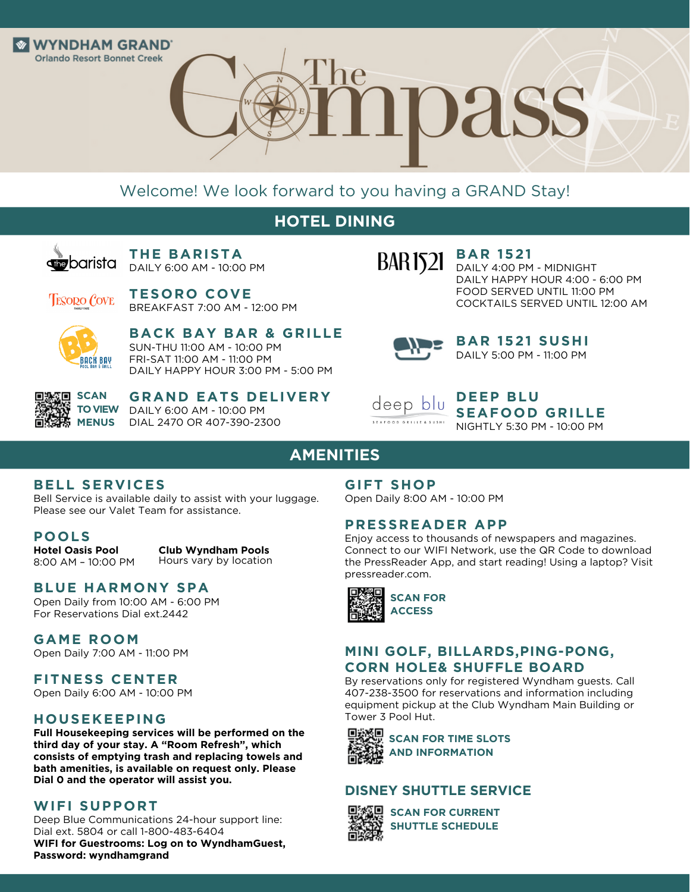WYNDHAM GRAND
Orlando Resort Bonnet Creek

# The Compass

Welcome! We look forward to you having a GRAND Stay!

## HOTEL DINING

### THE BARISTA
DAILY 6:00 AM - 10:00 PM

### TESORO COVE
BREAKFAST 7:00 AM - 12:00 PM

### BACK BAY BAR & GRILLE
SUN-THU 11:00 AM - 10:00 PM
FRI-SAT 11:00 AM - 11:00 PM
DAILY HAPPY HOUR 3:00 PM - 5:00 PM

SCAN TO VIEW MENUS

### GRAND EATS DELIVERY
DAILY 6:00 AM - 10:00 PM
DIAL 2470 OR 407-390-2300

### BAR 1521
DAILY 4:00 PM - MIDNIGHT
DAILY HAPPY HOUR 4:00 - 6:00 PM
FOOD SERVED UNTIL 11:00 PM
COCKTAILS SERVED UNTIL 12:00 AM

### BAR 1521 SUSHI
DAILY 5:00 PM - 11:00 PM

### DEEP BLU SEAFOOD GRILLE
NIGHTLY 5:30 PM - 10:00 PM

## AMENITIES

### BELL SERVICES
Bell Service is available daily to assist with your luggage. Please see our Valet Team for assistance.

### POOLS
**Hotel Oasis Pool**
8:00 AM – 10:00 PM

**Club Wyndham Pools**
Hours vary by location

### BLUE HARMONY SPA
Open Daily from 10:00 AM - 6:00 PM
For Reservations Dial ext.2442

### GAME ROOM
Open Daily 7:00 AM - 11:00 PM

### FITNESS CENTER
Open Daily 6:00 AM - 10:00 PM

### HOUSEKEEPING
**Full Housekeeping services will be performed on the third day of your stay. A "Room Refresh", which consists of emptying trash and replacing towels and bath amenities, is available on request only. Please Dial 0 and the operator will assist you.**

### WIFI SUPPORT
Deep Blue Communications 24-hour support line: Dial ext. 5804 or call 1-800-483-6404
**WIFI for Guestrooms: Log on to WyndhamGuest, Password: wyndhamgrand**

### GIFT SHOP
Open Daily 8:00 AM - 10:00 PM

### PRESSREADER APP
Enjoy access to thousands of newspapers and magazines. Connect to our WIFI Network, use the QR Code to download the PressReader App, and start reading! Using a laptop? Visit pressreader.com.

SCAN FOR ACCESS

### MINI GOLF, BILLARDS,PING-PONG, CORN HOLE& SHUFFLE BOARD
By reservations only for registered Wyndham guests. Call 407-238-3500 for reservations and information including equipment pickup at the Club Wyndham Main Building or Tower 3 Pool Hut.

SCAN FOR TIME SLOTS AND INFORMATION

### DISNEY SHUTTLE SERVICE
SCAN FOR CURRENT SHUTTLE SCHEDULE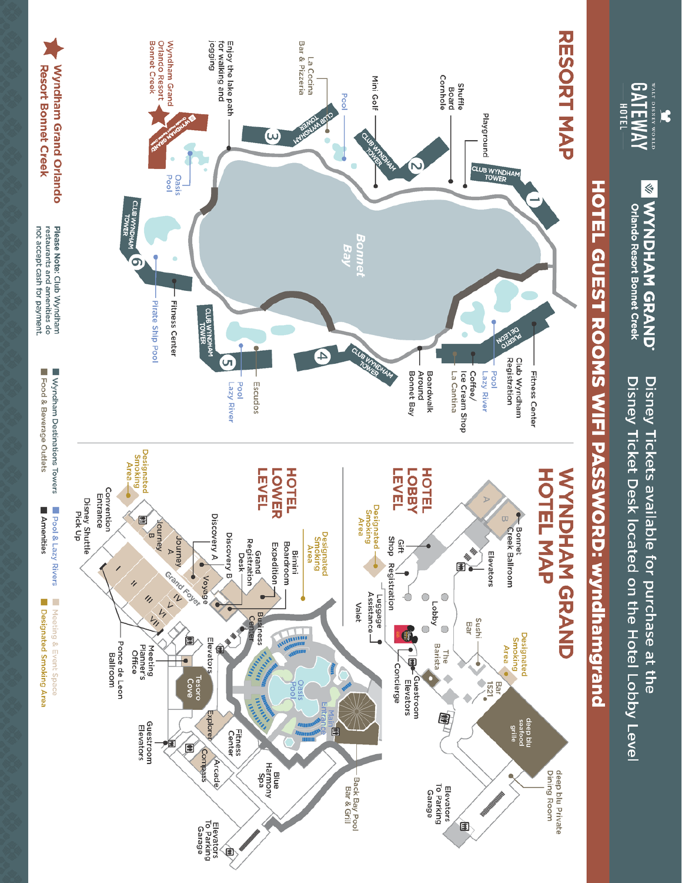WALT DISNEY WORLD GATEWAY HOTEL

# WYNDHAM GRAND Orlando Resort Bonnet Creek

Disney Tickets available for purchase at the Disney Ticket Desk located on the Hotel Lobby Level

## HOTEL GUEST ROOMS WIFI PASSWORD: wyndhamgrand

## RESORT MAP

Bonnet Bay

1 CLUB WYNDHAM TOWER

2 CLUB WYNDHAM TOWER

3 CLUB WYNDHAM TOWER

4 CLUB WYNDHAM TOWER

5 CLUB WYNDHAM TOWER

6 CLUB WYNDHAM TOWER

PUERTO DELEON

Playground

Shuffle Board

Cornhole

Mini Golf

Pool

La Cocina Bar & Pizzeria

Enjoy the lake path for walking and jogging

Wyndham Grand Orlando Resort Bonnet Creek

Oasis Pool

Fitness Center

Pirate Ship Pool

Escudos

Pool

Lazy River

Boardwalk Around Bonnet Bay

Coffee/Ice Cream Shop

La Cantina

Pool

Lazy River

Club Wyndham Registration

Fitness Center

Wyndham Grand Orlando Resort Bonnet Creek

**Please Note:** Club Wyndham restaurants and amenities do not accept cash for payment.

- Wyndham Destinations Towers
- Food & Beverage Outlets
- Pool & Lazy Rivers
- Amenities
- Meeting & Event Space
- Designated Smoking Area

## WYNDHAM GRAND HOTEL MAP

### HOTEL LOBBY LEVEL

A

B

Bonnet Creek Ballroom

Elevators

Gift Shop

Designated Smoking Area

Registration

Luggage Assistance

Valet

Lobby

Concierge

Sushi Bar

The Barista

Designated Smoking Area

Bar 1521

Guestroom Elevators

deep blu seafood grille

deep blu Private Dining Room

Elevators To Parking Garage

### HOTEL LOWER LEVEL

Designated Smoking Area

Bimini Boardroom

Expedition

Grand Registration Desk

Discovery B

Discovery A

Voyage

Journey A

Journey B

Designated Smoking Area

Convention Entrance

Disney Shuttle Pick Up

Grand Foyer

I

II

III

IV

V

VI

VII

Ponce de Leon Ballroom

Meeting Planner's Office

Business Center

Elevators

Tesoro Cove

Explorer

Compass

Arcade

Fitness Center

Guestroom Elevators

Oasis Pool

Main Entrance

Back Bay Pool Bar & Grill

Blue Harmony Spa

Elevators To Parking Garage